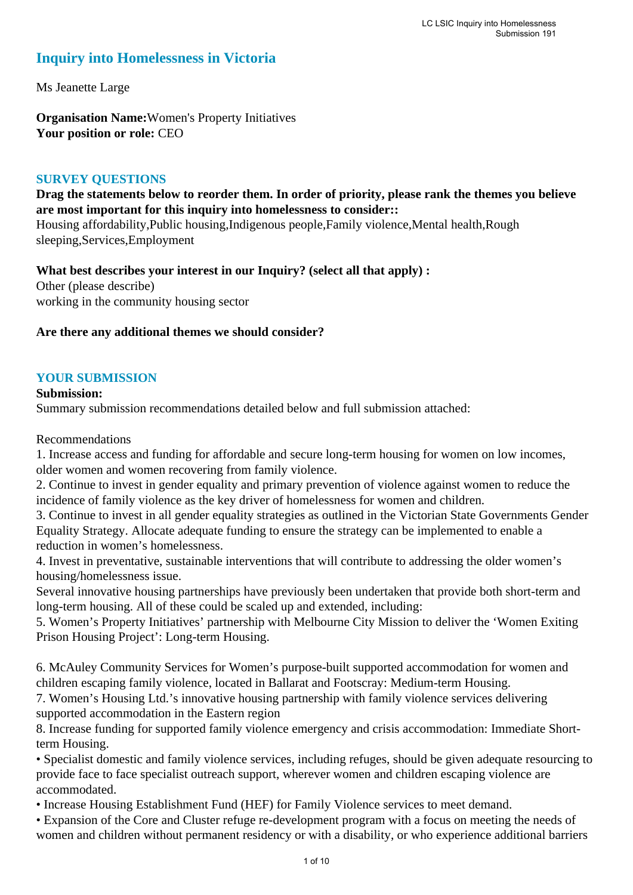# Inquiry into Homelessness in Victoria

Ms Jeanette Large

**Organisation Name:** Women's Property Initiatives
**Your position or role:** CEO

## SURVEY QUESTIONS

**Drag the statements below to reorder them. In order of priority, please rank the themes you believe are most important for this inquiry into homelessness to consider::**
Housing affordability,Public housing,Indigenous people,Family violence,Mental health,Rough sleeping,Services,Employment

**What best describes your interest in our Inquiry? (select all that apply) :**
Other (please describe)
working in the community housing sector

**Are there any additional themes we should consider?**

## YOUR SUBMISSION

**Submission:**
Summary submission recommendations detailed below and full submission attached:

Recommendations
1. Increase access and funding for affordable and secure long-term housing for women on low incomes, older women and women recovering from family violence.
2. Continue to invest in gender equality and primary prevention of violence against women to reduce the incidence of family violence as the key driver of homelessness for women and children.
3. Continue to invest in all gender equality strategies as outlined in the Victorian State Governments Gender Equality Strategy. Allocate adequate funding to ensure the strategy can be implemented to enable a reduction in women's homelessness.
4. Invest in preventative, sustainable interventions that will contribute to addressing the older women's housing/homelessness issue.
Several innovative housing partnerships have previously been undertaken that provide both short-term and long-term housing. All of these could be scaled up and extended, including:
5. Women's Property Initiatives' partnership with Melbourne City Mission to deliver the 'Women Exiting Prison Housing Project': Long-term Housing.

6. McAuley Community Services for Women's purpose-built supported accommodation for women and children escaping family violence, located in Ballarat and Footscray: Medium-term Housing.
7. Women's Housing Ltd.'s innovative housing partnership with family violence services delivering supported accommodation in the Eastern region
8. Increase funding for supported family violence emergency and crisis accommodation: Immediate Short-term Housing.
• Specialist domestic and family violence services, including refuges, should be given adequate resourcing to provide face to face specialist outreach support, wherever women and children escaping violence are accommodated.
• Increase Housing Establishment Fund (HEF) for Family Violence services to meet demand.
• Expansion of the Core and Cluster refuge re-development program with a focus on meeting the needs of women and children without permanent residency or with a disability, or who experience additional barriers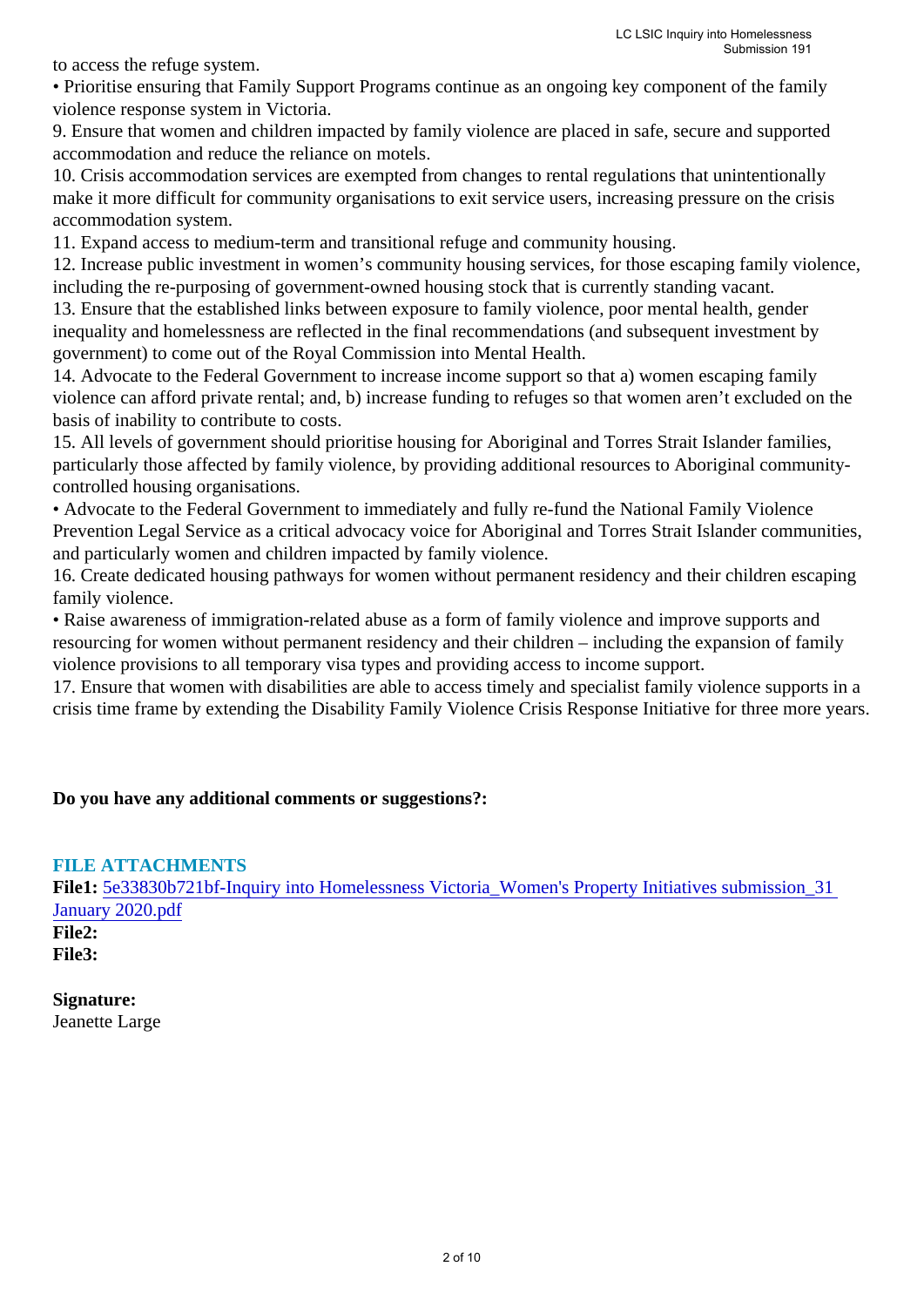to access the refuge system.

• Prioritise ensuring that Family Support Programs continue as an ongoing key component of the family violence response system in Victoria.

9. Ensure that women and children impacted by family violence are placed in safe, secure and supported accommodation and reduce the reliance on motels.

10. Crisis accommodation services are exempted from changes to rental regulations that unintentionally make it more difficult for community organisations to exit service users, increasing pressure on the crisis accommodation system.

11. Expand access to medium-term and transitional refuge and community housing.

12. Increase public investment in women's community housing services, for those escaping family violence, including the re-purposing of government-owned housing stock that is currently standing vacant.

13. Ensure that the established links between exposure to family violence, poor mental health, gender inequality and homelessness are reflected in the final recommendations (and subsequent investment by government) to come out of the Royal Commission into Mental Health.

14. Advocate to the Federal Government to increase income support so that a) women escaping family violence can afford private rental; and, b) increase funding to refuges so that women aren't excluded on the basis of inability to contribute to costs.

15. All levels of government should prioritise housing for Aboriginal and Torres Strait Islander families, particularly those affected by family violence, by providing additional resources to Aboriginal community-controlled housing organisations.

• Advocate to the Federal Government to immediately and fully re-fund the National Family Violence Prevention Legal Service as a critical advocacy voice for Aboriginal and Torres Strait Islander communities, and particularly women and children impacted by family violence.

16. Create dedicated housing pathways for women without permanent residency and their children escaping family violence.

• Raise awareness of immigration-related abuse as a form of family violence and improve supports and resourcing for women without permanent residency and their children – including the expansion of family violence provisions to all temporary visa types and providing access to income support.

17. Ensure that women with disabilities are able to access timely and specialist family violence supports in a crisis time frame by extending the Disability Family Violence Crisis Response Initiative for three more years.

**Do you have any additional comments or suggestions?:**

### FILE ATTACHMENTS

**File1:** 5e33830b721bf-Inquiry into Homelessness Victoria_Women's Property Initiatives submission_31 January 2020.pdf

**File2:**

**File3:**

**Signature:**

Jeanette Large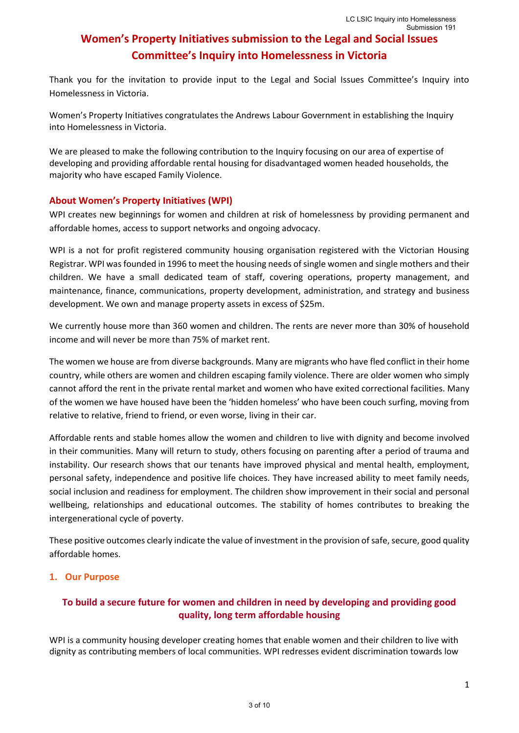# Women's Property Initiatives submission to the Legal and Social Issues Committee's Inquiry into Homelessness in Victoria

Thank you for the invitation to provide input to the Legal and Social Issues Committee's Inquiry into Homelessness in Victoria.

Women's Property Initiatives congratulates the Andrews Labour Government in establishing the Inquiry into Homelessness in Victoria.

We are pleased to make the following contribution to the Inquiry focusing on our area of expertise of developing and providing affordable rental housing for disadvantaged women headed households, the majority who have escaped Family Violence.

## About Women's Property Initiatives (WPI)

WPI creates new beginnings for women and children at risk of homelessness by providing permanent and affordable homes, access to support networks and ongoing advocacy.

WPI is a not for profit registered community housing organisation registered with the Victorian Housing Registrar. WPI was founded in 1996 to meet the housing needs of single women and single mothers and their children. We have a small dedicated team of staff, covering operations, property management, and maintenance, finance, communications, property development, administration, and strategy and business development. We own and manage property assets in excess of $25m.

We currently house more than 360 women and children. The rents are never more than 30% of household income and will never be more than 75% of market rent.

The women we house are from diverse backgrounds. Many are migrants who have fled conflict in their home country, while others are women and children escaping family violence. There are older women who simply cannot afford the rent in the private rental market and women who have exited correctional facilities. Many of the women we have housed have been the 'hidden homeless' who have been couch surfing, moving from relative to relative, friend to friend, or even worse, living in their car.

Affordable rents and stable homes allow the women and children to live with dignity and become involved in their communities. Many will return to study, others focusing on parenting after a period of trauma and instability. Our research shows that our tenants have improved physical and mental health, employment, personal safety, independence and positive life choices. They have increased ability to meet family needs, social inclusion and readiness for employment. The children show improvement in their social and personal wellbeing, relationships and educational outcomes. The stability of homes contributes to breaking the intergenerational cycle of poverty.

These positive outcomes clearly indicate the value of investment in the provision of safe, secure, good quality affordable homes.

## 1. Our Purpose

### To build a secure future for women and children in need by developing and providing good quality, long term affordable housing

WPI is a community housing developer creating homes that enable women and their children to live with dignity as contributing members of local communities. WPI redresses evident discrimination towards low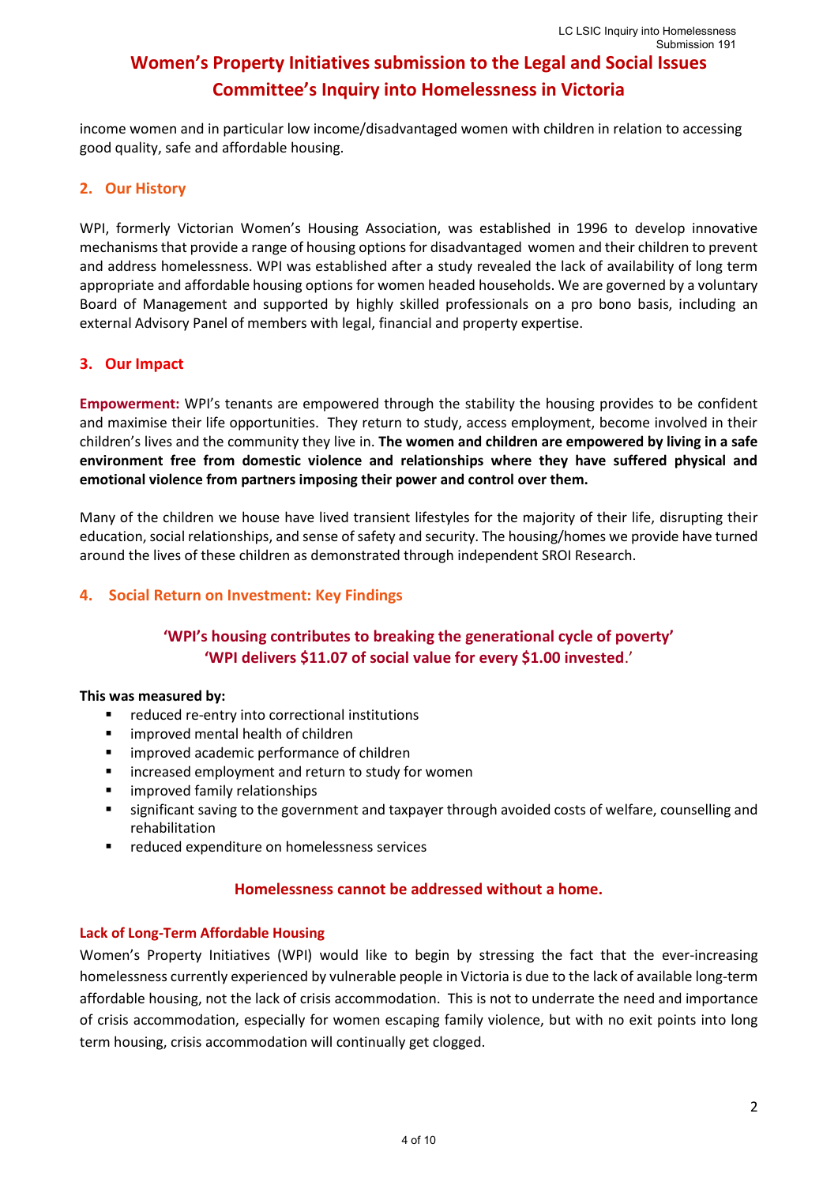income women and in particular low income/disadvantaged women with children in relation to accessing good quality, safe and affordable housing.

## 2. Our History

WPI, formerly Victorian Women's Housing Association, was established in 1996 to develop innovative mechanisms that provide a range of housing options for disadvantaged women and their children to prevent and address homelessness. WPI was established after a study revealed the lack of availability of long term appropriate and affordable housing options for women headed households. We are governed by a voluntary Board of Management and supported by highly skilled professionals on a pro bono basis, including an external Advisory Panel of members with legal, financial and property expertise.

## 3. Our Impact

**Empowerment:** WPI's tenants are empowered through the stability the housing provides to be confident and maximise their life opportunities. They return to study, access employment, become involved in their children's lives and the community they live in. **The women and children are empowered by living in a safe environment free from domestic violence and relationships where they have suffered physical and emotional violence from partners imposing their power and control over them.**

Many of the children we house have lived transient lifestyles for the majority of their life, disrupting their education, social relationships, and sense of safety and security. The housing/homes we provide have turned around the lives of these children as demonstrated through independent SROI Research.

## 4. Social Return on Investment: Key Findings

**'WPI's housing contributes to breaking the generational cycle of poverty'**
**'WPI delivers $11.07 of social value for every $1.00 invested.'**

**This was measured by:**

- reduced re-entry into correctional institutions
- improved mental health of children
- improved academic performance of children
- increased employment and return to study for women
- improved family relationships
- significant saving to the government and taxpayer through avoided costs of welfare, counselling and rehabilitation
- reduced expenditure on homelessness services

**Homelessness cannot be addressed without a home.**

### Lack of Long-Term Affordable Housing

Women's Property Initiatives (WPI) would like to begin by stressing the fact that the ever-increasing homelessness currently experienced by vulnerable people in Victoria is due to the lack of available long-term affordable housing, not the lack of crisis accommodation. This is not to underrate the need and importance of crisis accommodation, especially for women escaping family violence, but with no exit points into long term housing, crisis accommodation will continually get clogged.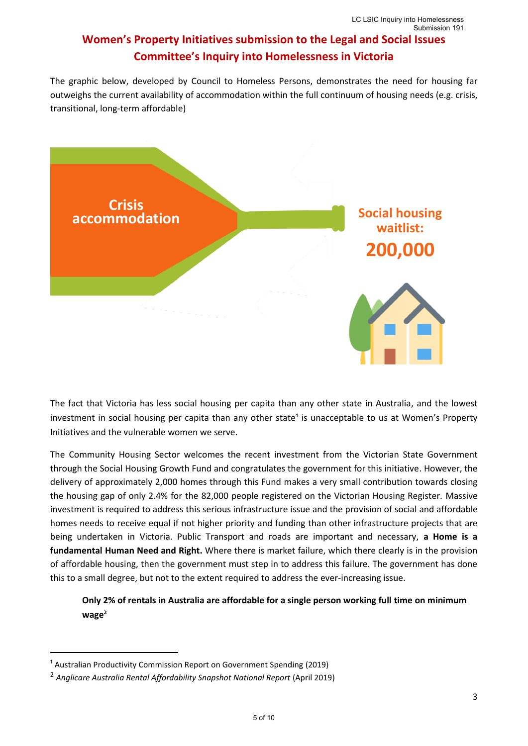# Women's Property Initiatives submission to the Legal and Social Issues Committee's Inquiry into Homelessness in Victoria

The graphic below, developed by Council to Homeless Persons, demonstrates the need for housing far outweighs the current availability of accommodation within the full continuum of housing needs (e.g. crisis, transitional, long-term affordable)

Crisis accommodation

Social housing waitlist: **200,000**

The fact that Victoria has less social housing per capita than any other state in Australia, and the lowest investment in social housing per capita than any other state[1] is unacceptable to us at Women's Property Initiatives and the vulnerable women we serve.

The Community Housing Sector welcomes the recent investment from the Victorian State Government through the Social Housing Growth Fund and congratulates the government for this initiative. However, the delivery of approximately 2,000 homes through this Fund makes a very small contribution towards closing the housing gap of only 2.4% for the 82,000 people registered on the Victorian Housing Register. Massive investment is required to address this serious infrastructure issue and the provision of social and affordable homes needs to receive equal if not higher priority and funding than other infrastructure projects that are being undertaken in Victoria. Public Transport and roads are important and necessary, **a Home is a fundamental Human Need and Right.** Where there is market failure, which there clearly is in the provision of affordable housing, then the government must step in to address this failure. The government has done this to a small degree, but not to the extent required to address the ever-increasing issue.

> **Only 2% of rentals in Australia are affordable for a single person working full time on minimum wage[2]**

---

[1] Australian Productivity Commission Report on Government Spending (2019)

[2] *Anglicare Australia Rental Affordability Snapshot National Report* (April 2019)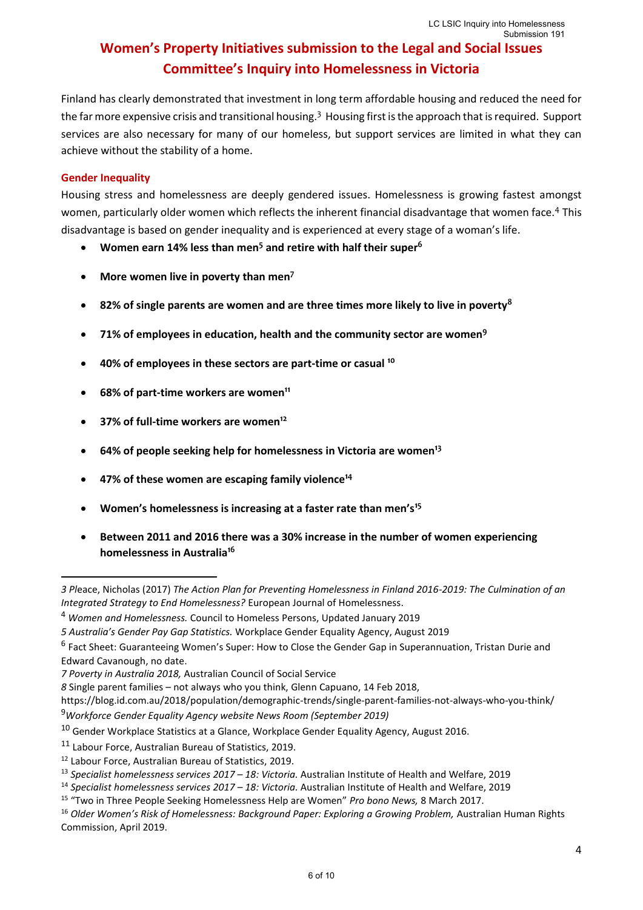# Women's Property Initiatives submission to the Legal and Social Issues Committee's Inquiry into Homelessness in Victoria

Finland has clearly demonstrated that investment in long term affordable housing and reduced the need for the far more expensive crisis and transitional housing.[3] Housing first is the approach that is required. Support services are also necessary for many of our homeless, but support services are limited in what they can achieve without the stability of a home.

### Gender Inequality

Housing stress and homelessness are deeply gendered issues. Homelessness is growing fastest amongst women, particularly older women which reflects the inherent financial disadvantage that women face.[4] This disadvantage is based on gender inequality and is experienced at every stage of a woman's life.

- **Women earn 14% less than men[5] and retire with half their super[6]**
- **More women live in poverty than men[7]**
- **82% of single parents are women and are three times more likely to live in poverty[8]**
- **71% of employees in education, health and the community sector are women[9]**
- **40% of employees in these sectors are part-time or casual [10]**
- **68% of part-time workers are women[11]**
- **37% of full-time workers are women[12]**
- **64% of people seeking help for homelessness in Victoria are women[13]**
- **47% of these women are escaping family violence[14]**
- **Women's homelessness is increasing at a faster rate than men's[15]**
- **Between 2011 and 2016 there was a 30% increase in the number of women experiencing homelessness in Australia[16]**

---

*3 Pleace, Nicholas (2017) The Action Plan for Preventing Homelessness in Finland 2016-2019: The Culmination of an Integrated Strategy to End Homelessness?* European Journal of Homelessness.

[4] *Women and Homelessness.* Council to Homeless Persons, Updated January 2019

*5 Australia's Gender Pay Gap Statistics.* Workplace Gender Equality Agency, August 2019

[6] Fact Sheet: Guaranteeing Women's Super: How to Close the Gender Gap in Superannuation, Tristan Durie and Edward Cavanough, no date.

*7 Poverty in Australia 2018,* Australian Council of Social Service

*8* Single parent families – not always who you think, Glenn Capuano, 14 Feb 2018, https://blog.id.com.au/2018/population/demographic-trends/single-parent-families-not-always-who-you-think/

[9] *Workforce Gender Equality Agency website News Room (September 2019)*

[10] Gender Workplace Statistics at a Glance, Workplace Gender Equality Agency, August 2016.

[11] Labour Force, Australian Bureau of Statistics, 2019.

[12] Labour Force, Australian Bureau of Statistics, 2019.

[13] *Specialist homelessness services 2017 – 18: Victoria.* Australian Institute of Health and Welfare, 2019

[14] *Specialist homelessness services 2017 – 18: Victoria.* Australian Institute of Health and Welfare, 2019

[15] "Two in Three People Seeking Homelessness Help are Women" *Pro bono News,* 8 March 2017.

[16] *Older Women's Risk of Homelessness: Background Paper: Exploring a Growing Problem,* Australian Human Rights Commission, April 2019.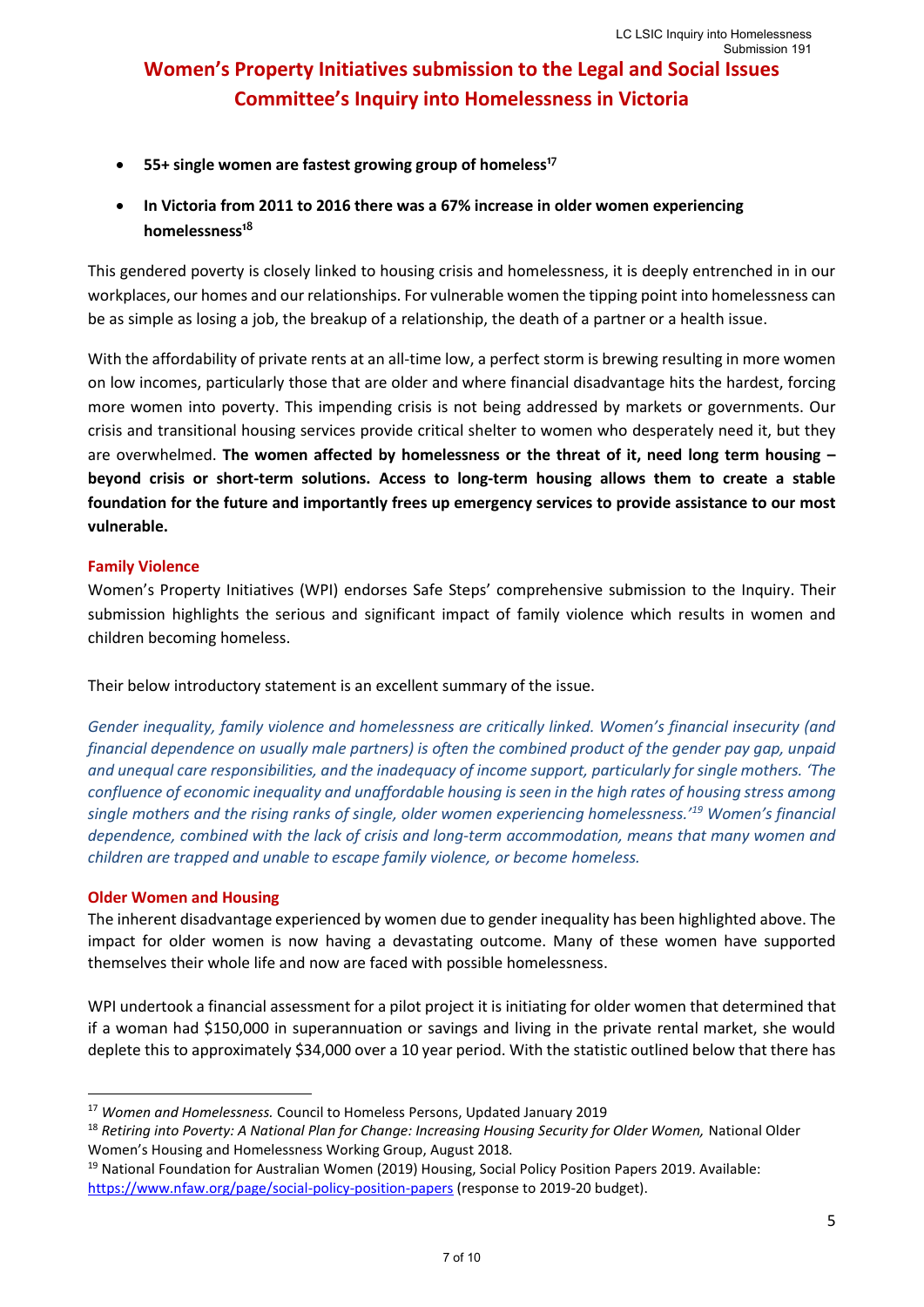# Women's Property Initiatives submission to the Legal and Social Issues Committee's Inquiry into Homelessness in Victoria

- **55+ single women are fastest growing group of homeless[17]**
- **In Victoria from 2011 to 2016 there was a 67% increase in older women experiencing homelessness[18]**

This gendered poverty is closely linked to housing crisis and homelessness, it is deeply entrenched in in our workplaces, our homes and our relationships. For vulnerable women the tipping point into homelessness can be as simple as losing a job, the breakup of a relationship, the death of a partner or a health issue.

With the affordability of private rents at an all-time low, a perfect storm is brewing resulting in more women on low incomes, particularly those that are older and where financial disadvantage hits the hardest, forcing more women into poverty. This impending crisis is not being addressed by markets or governments. Our crisis and transitional housing services provide critical shelter to women who desperately need it, but they are overwhelmed. **The women affected by homelessness or the threat of it, need long term housing – beyond crisis or short-term solutions. Access to long-term housing allows them to create a stable foundation for the future and importantly frees up emergency services to provide assistance to our most vulnerable.**

## Family Violence

Women's Property Initiatives (WPI) endorses Safe Steps' comprehensive submission to the Inquiry. Their submission highlights the serious and significant impact of family violence which results in women and children becoming homeless.

Their below introductory statement is an excellent summary of the issue.

*Gender inequality, family violence and homelessness are critically linked. Women's financial insecurity (and financial dependence on usually male partners) is often the combined product of the gender pay gap, unpaid and unequal care responsibilities, and the inadequacy of income support, particularly for single mothers. 'The confluence of economic inequality and unaffordable housing is seen in the high rates of housing stress among single mothers and the rising ranks of single, older women experiencing homelessness.'[19] Women's financial dependence, combined with the lack of crisis and long-term accommodation, means that many women and children are trapped and unable to escape family violence, or become homeless.*

## Older Women and Housing

The inherent disadvantage experienced by women due to gender inequality has been highlighted above. The impact for older women is now having a devastating outcome. Many of these women have supported themselves their whole life and now are faced with possible homelessness.

WPI undertook a financial assessment for a pilot project it is initiating for older women that determined that if a woman had $150,000 in superannuation or savings and living in the private rental market, she would deplete this to approximately $34,000 over a 10 year period. With the statistic outlined below that there has

---

[17] *Women and Homelessness.* Council to Homeless Persons, Updated January 2019

[18] *Retiring into Poverty: A National Plan for Change: Increasing Housing Security for Older Women,* National Older Women's Housing and Homelessness Working Group, August 2018.

[19] National Foundation for Australian Women (2019) Housing, Social Policy Position Papers 2019. Available: https://www.nfaw.org/page/social-policy-position-papers (response to 2019-20 budget).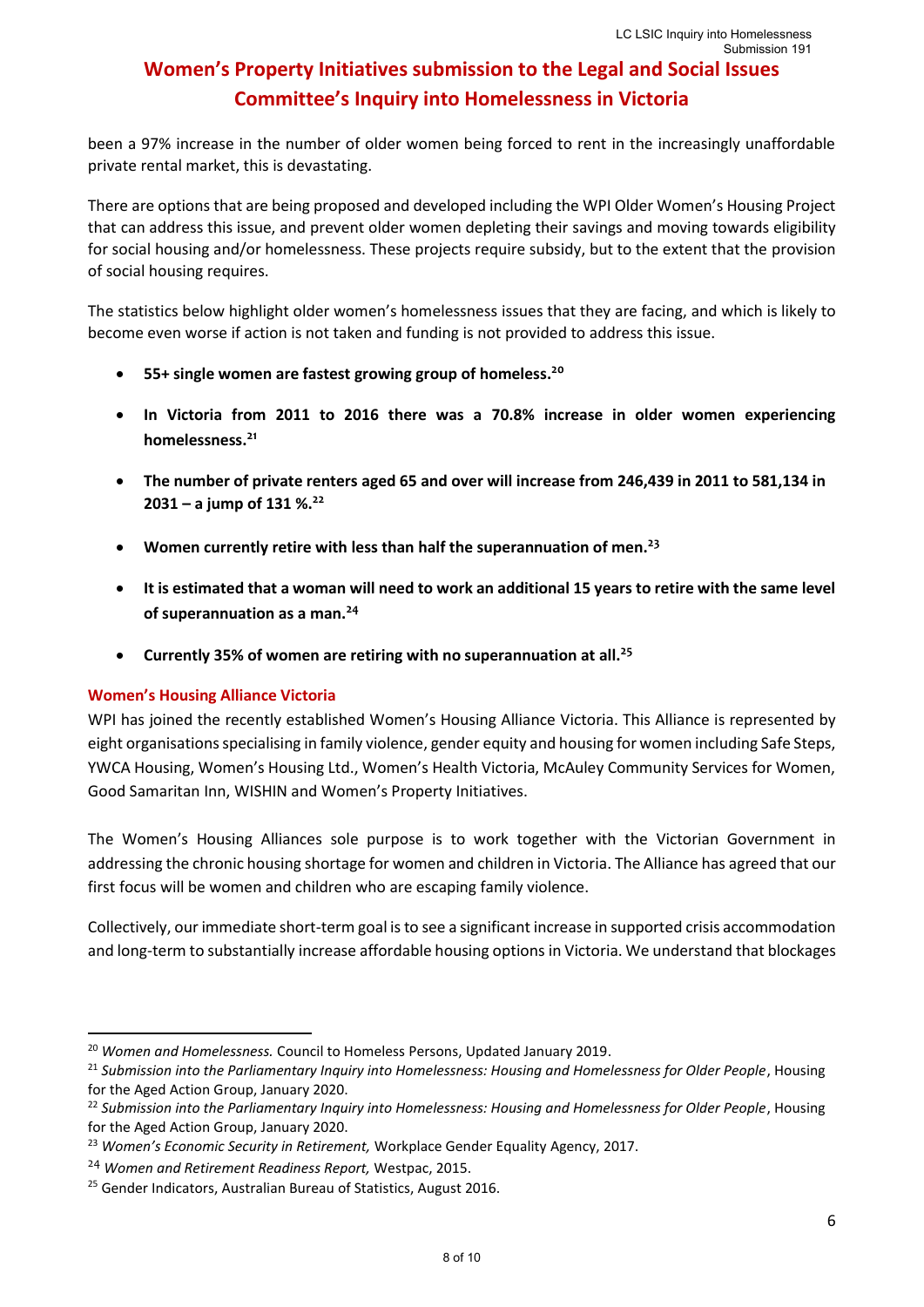been a 97% increase in the number of older women being forced to rent in the increasingly unaffordable private rental market, this is devastating.

There are options that are being proposed and developed including the WPI Older Women's Housing Project that can address this issue, and prevent older women depleting their savings and moving towards eligibility for social housing and/or homelessness. These projects require subsidy, but to the extent that the provision of social housing requires.

The statistics below highlight older women's homelessness issues that they are facing, and which is likely to become even worse if action is not taken and funding is not provided to address this issue.

- **55+ single women are fastest growing group of homeless.[20]**
- **In Victoria from 2011 to 2016 there was a 70.8% increase in older women experiencing homelessness.[21]**
- **The number of private renters aged 65 and over will increase from 246,439 in 2011 to 581,134 in 2031 – a jump of 131 %.[22]**
- **Women currently retire with less than half the superannuation of men.[23]**
- **It is estimated that a woman will need to work an additional 15 years to retire with the same level of superannuation as a man.[24]**
- **Currently 35% of women are retiring with no superannuation at all.[25]**

### Women's Housing Alliance Victoria

WPI has joined the recently established Women's Housing Alliance Victoria. This Alliance is represented by eight organisations specialising in family violence, gender equity and housing for women including Safe Steps, YWCA Housing, Women's Housing Ltd., Women's Health Victoria, McAuley Community Services for Women, Good Samaritan Inn, WISHIN and Women's Property Initiatives.

The Women's Housing Alliances sole purpose is to work together with the Victorian Government in addressing the chronic housing shortage for women and children in Victoria. The Alliance has agreed that our first focus will be women and children who are escaping family violence.

Collectively, our immediate short-term goal is to see a significant increase in supported crisis accommodation and long-term to substantially increase affordable housing options in Victoria. We understand that blockages

---

[20] *Women and Homelessness.* Council to Homeless Persons, Updated January 2019.

[21] *Submission into the Parliamentary Inquiry into Homelessness: Housing and Homelessness for Older People*, Housing for the Aged Action Group, January 2020.

[22] *Submission into the Parliamentary Inquiry into Homelessness: Housing and Homelessness for Older People*, Housing for the Aged Action Group, January 2020.

[23] *Women's Economic Security in Retirement,* Workplace Gender Equality Agency, 2017.

[24] *Women and Retirement Readiness Report,* Westpac, 2015.

[25] Gender Indicators, Australian Bureau of Statistics, August 2016.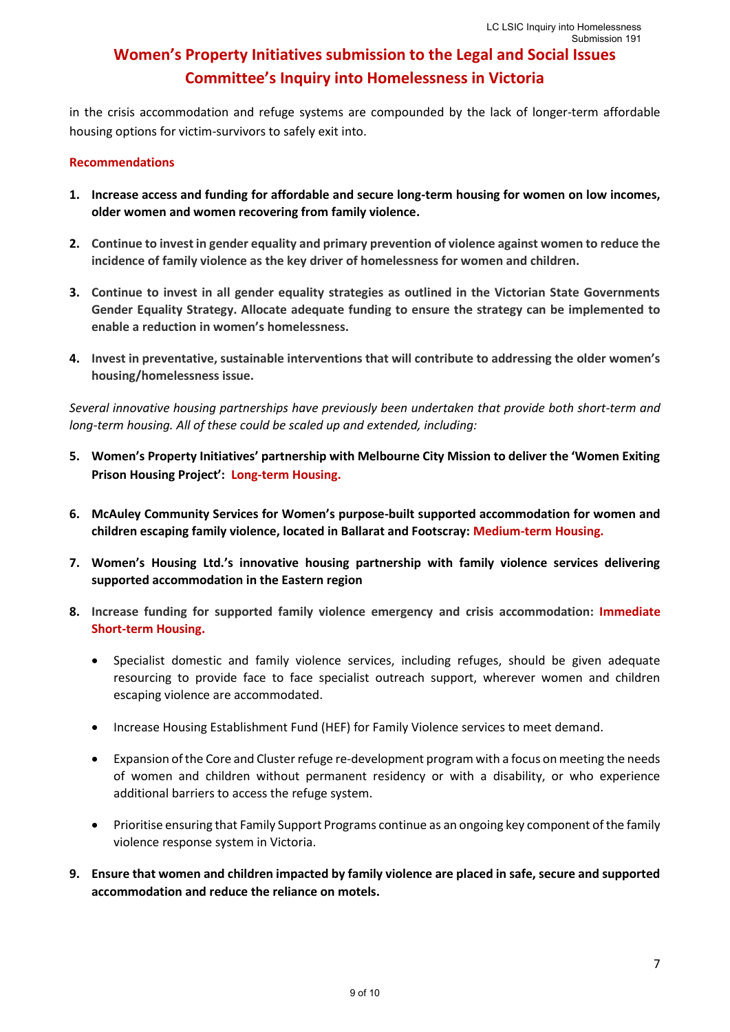# Women's Property Initiatives submission to the Legal and Social Issues Committee's Inquiry into Homelessness in Victoria

in the crisis accommodation and refuge systems are compounded by the lack of longer-term affordable housing options for victim-survivors to safely exit into.

## Recommendations

1. **Increase access and funding for affordable and secure long-term housing for women on low incomes, older women and women recovering from family violence.**

2. **Continue to invest in gender equality and primary prevention of violence against women to reduce the incidence of family violence as the key driver of homelessness for women and children.**

3. **Continue to invest in all gender equality strategies as outlined in the Victorian State Governments Gender Equality Strategy. Allocate adequate funding to ensure the strategy can be implemented to enable a reduction in women's homelessness.**

4. **Invest in preventative, sustainable interventions that will contribute to addressing the older women's housing/homelessness issue.**

*Several innovative housing partnerships have previously been undertaken that provide both short-term and long-term housing. All of these could be scaled up and extended, including:*

5. **Women's Property Initiatives' partnership with Melbourne City Mission to deliver the 'Women Exiting Prison Housing Project': Long-term Housing.**

6. **McAuley Community Services for Women's purpose-built supported accommodation for women and children escaping family violence, located in Ballarat and Footscray: Medium-term Housing.**

7. **Women's Housing Ltd.'s innovative housing partnership with family violence services delivering supported accommodation in the Eastern region**

8. **Increase funding for supported family violence emergency and crisis accommodation: Immediate Short-term Housing.**

   - Specialist domestic and family violence services, including refuges, should be given adequate resourcing to provide face to face specialist outreach support, wherever women and children escaping violence are accommodated.
   - Increase Housing Establishment Fund (HEF) for Family Violence services to meet demand.
   - Expansion of the Core and Cluster refuge re-development program with a focus on meeting the needs of women and children without permanent residency or with a disability, or who experience additional barriers to access the refuge system.
   - Prioritise ensuring that Family Support Programs continue as an ongoing key component of the family violence response system in Victoria.

9. **Ensure that women and children impacted by family violence are placed in safe, secure and supported accommodation and reduce the reliance on motels.**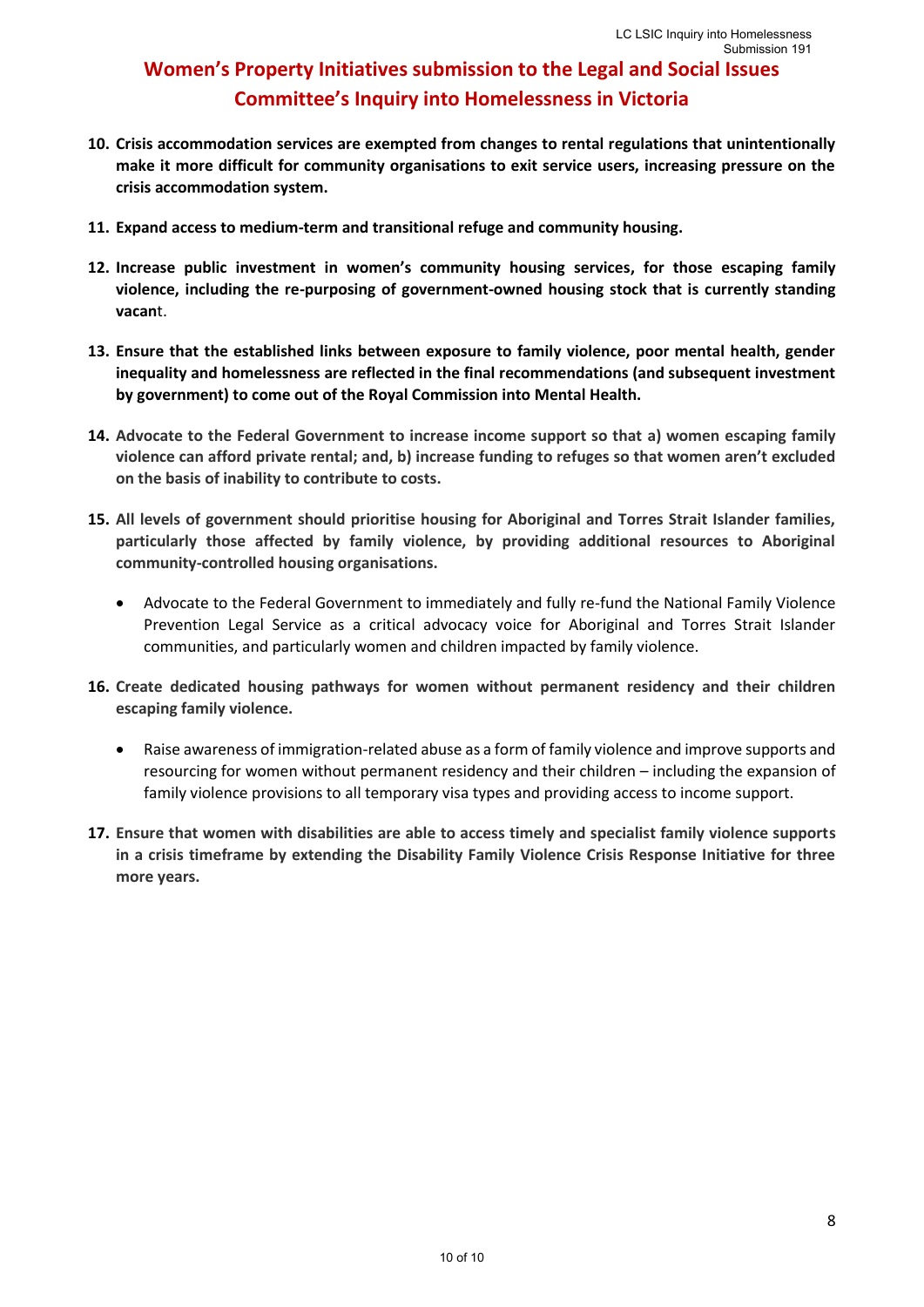**Women's Property Initiatives submission to the Legal and Social Issues Committee's Inquiry into Homelessness in Victoria**

10. **Crisis accommodation services are exempted from changes to rental regulations that unintentionally make it more difficult for community organisations to exit service users, increasing pressure on the crisis accommodation system.**

11. **Expand access to medium-term and transitional refuge and community housing.**

12. **Increase public investment in women's community housing services, for those escaping family violence, including the re-purposing of government-owned housing stock that is currently standing vacan**t.

13. **Ensure that the established links between exposure to family violence, poor mental health, gender inequality and homelessness are reflected in the final recommendations (and subsequent investment by government) to come out of the Royal Commission into Mental Health.**

14. **Advocate to the Federal Government to increase income support so that a) women escaping family violence can afford private rental; and, b) increase funding to refuges so that women aren't excluded on the basis of inability to contribute to costs.**

15. **All levels of government should prioritise housing for Aboriginal and Torres Strait Islander families, particularly those affected by family violence, by providing additional resources to Aboriginal community-controlled housing organisations.**
    - Advocate to the Federal Government to immediately and fully re-fund the National Family Violence Prevention Legal Service as a critical advocacy voice for Aboriginal and Torres Strait Islander communities, and particularly women and children impacted by family violence.

16. **Create dedicated housing pathways for women without permanent residency and their children escaping family violence.**
    - Raise awareness of immigration-related abuse as a form of family violence and improve supports and resourcing for women without permanent residency and their children – including the expansion of family violence provisions to all temporary visa types and providing access to income support.

17. **Ensure that women with disabilities are able to access timely and specialist family violence supports in a crisis timeframe by extending the Disability Family Violence Crisis Response Initiative for three more years.**